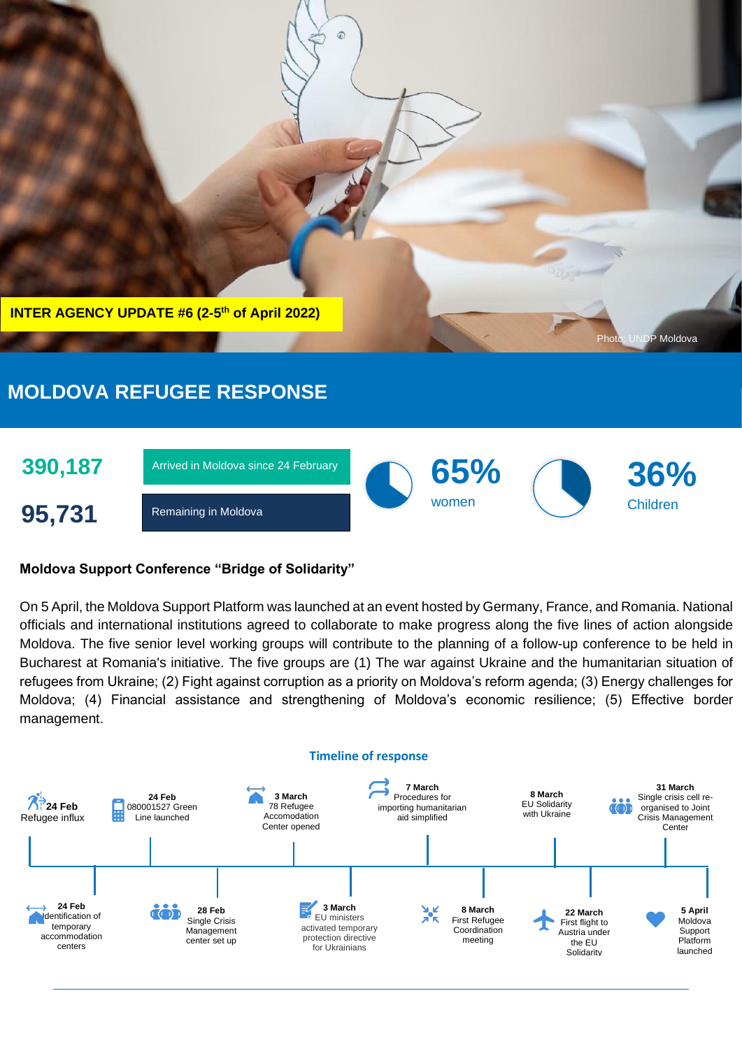**INTER AGENCY UPDATE #6 (2-5th of April 2022)**

Photo: UNDP Moldova

# MOLDOVA REFUGEE RESPONSE

| | |
|---|---|
| **390,187** | Arrived in Moldova since 24 February |
| **95,731** | Remaining in Moldova |

**65%** women

**36%** Children

## Moldova Support Conference "Bridge of Solidarity"

On 5 April, the Moldova Support Platform was launched at an event hosted by Germany, France, and Romania. National officials and international institutions agreed to collaborate to make progress along the five lines of action alongside Moldova. The five senior level working groups will contribute to the planning of a follow-up conference to be held in Bucharest at Romania's initiative. The five groups are (1) The war against Ukraine and the humanitarian situation of refugees from Ukraine; (2) Fight against corruption as a priority on Moldova's reform agenda; (3) Energy challenges for Moldova; (4) Financial assistance and strengthening of Moldova's economic resilience; (5) Effective border management.

### Timeline of response

- **24 Feb** Refugee influx
- **24 Feb** Identification of temporary accommodation centers
- **24 Feb** 080001527 Green Line launched
- **28 Feb** Single Crisis Management center set up
- **3 March** 78 Refugee Accomodation Center opened
- **3 March** EU ministers activated temporary protection directive for Ukrainians
- **7 March** Procedures for importing humanitarian aid simplified
- **8 March** First Refugee Coordination meeting
- **8 March** EU Solidarity with Ukraine
- **22 March** First flight to Austria under the EU Solidarity
- **31 March** Single crisis cell re-organised to Joint Crisis Management Center
- **5 April** Moldova Support Platform launched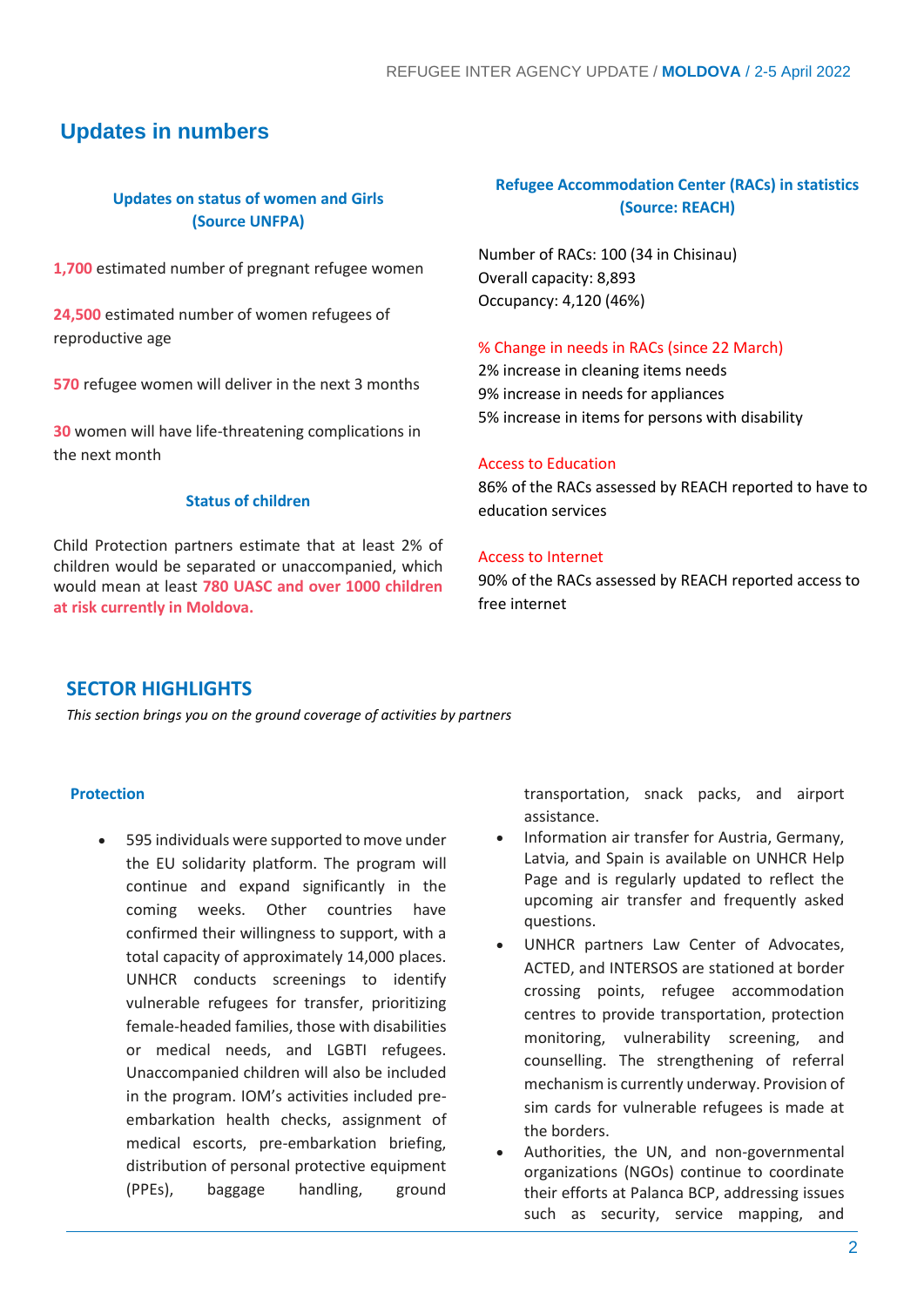## Updates in numbers

### Updates on status of women and Girls (Source UNFPA)

**1,700** estimated number of pregnant refugee women

**24,500** estimated number of women refugees of reproductive age

**570** refugee women will deliver in the next 3 months

**30** women will have life-threatening complications in the next month

### Status of children

Child Protection partners estimate that at least 2% of children would be separated or unaccompanied, which would mean at least **780 UASC and over 1000 children at risk currently in Moldova.**

### Refugee Accommodation Center (RACs) in statistics (Source: REACH)

Number of RACs: 100 (34 in Chisinau)
Overall capacity: 8,893
Occupancy: 4,120 (46%)

% Change in needs in RACs (since 22 March)
2% increase in cleaning items needs
9% increase in needs for appliances
5% increase in items for persons with disability

Access to Education
86% of the RACs assessed by REACH reported to have to education services

Access to Internet
90% of the RACs assessed by REACH reported access to free internet

## SECTOR HIGHLIGHTS

*This section brings you on the ground coverage of activities by partners*

### Protection

- 595 individuals were supported to move under the EU solidarity platform. The program will continue and expand significantly in the coming weeks. Other countries have confirmed their willingness to support, with a total capacity of approximately 14,000 places. UNHCR conducts screenings to identify vulnerable refugees for transfer, prioritizing female-headed families, those with disabilities or medical needs, and LGBTI refugees. Unaccompanied children will also be included in the program. IOM's activities included pre-embarkation health checks, assignment of medical escorts, pre-embarkation briefing, distribution of personal protective equipment (PPEs), baggage handling, ground transportation, snack packs, and airport assistance.
- Information air transfer for Austria, Germany, Latvia, and Spain is available on UNHCR Help Page and is regularly updated to reflect the upcoming air transfer and frequently asked questions.
- UNHCR partners Law Center of Advocates, ACTED, and INTERSOS are stationed at border crossing points, refugee accommodation centres to provide transportation, protection monitoring, vulnerability screening, and counselling. The strengthening of referral mechanism is currently underway. Provision of sim cards for vulnerable refugees is made at the borders.
- Authorities, the UN, and non-governmental organizations (NGOs) continue to coordinate their efforts at Palanca BCP, addressing issues such as security, service mapping, and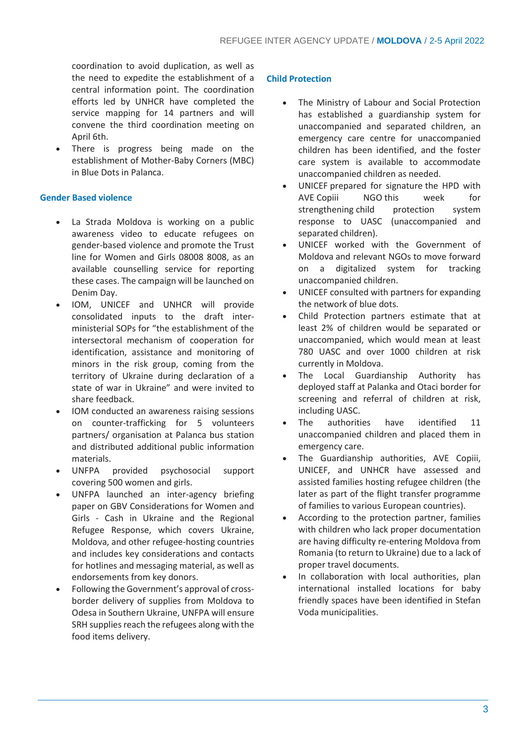coordination to avoid duplication, as well as the need to expedite the establishment of a central information point. The coordination efforts led by UNHCR have completed the service mapping for 14 partners and will convene the third coordination meeting on April 6th.

- There is progress being made on the establishment of Mother-Baby Corners (MBC) in Blue Dots in Palanca.

### Gender Based violence

- La Strada Moldova is working on a public awareness video to educate refugees on gender-based violence and promote the Trust line for Women and Girls 08008 8008, as an available counselling service for reporting these cases. The campaign will be launched on Denim Day.
- IOM, UNICEF and UNHCR will provide consolidated inputs to the draft inter-ministerial SOPs for "the establishment of the intersectoral mechanism of cooperation for identification, assistance and monitoring of minors in the risk group, coming from the territory of Ukraine during declaration of a state of war in Ukraine" and were invited to share feedback.
- IOM conducted an awareness raising sessions on counter-trafficking for 5 volunteers partners/ organisation at Palanca bus station and distributed additional public information materials.
- UNFPA provided psychosocial support covering 500 women and girls.
- UNFPA launched an inter-agency briefing paper on GBV Considerations for Women and Girls - Cash in Ukraine and the Regional Refugee Response, which covers Ukraine, Moldova, and other refugee-hosting countries and includes key considerations and contacts for hotlines and messaging material, as well as endorsements from key donors.
- Following the Government's approval of cross-border delivery of supplies from Moldova to Odesa in Southern Ukraine, UNFPA will ensure SRH supplies reach the refugees along with the food items delivery.

### Child Protection

- The Ministry of Labour and Social Protection has established a guardianship system for unaccompanied and separated children, an emergency care centre for unaccompanied children has been identified, and the foster care system is available to accommodate unaccompanied children as needed.
- UNICEF prepared for signature the HPD with AVE Copiii NGO this week for strengthening child protection system response to UASC (unaccompanied and separated children).
- UNICEF worked with the Government of Moldova and relevant NGOs to move forward on a digitalized system for tracking unaccompanied children.
- UNICEF consulted with partners for expanding the network of blue dots.
- Child Protection partners estimate that at least 2% of children would be separated or unaccompanied, which would mean at least 780 UASC and over 1000 children at risk currently in Moldova.
- The Local Guardianship Authority has deployed staff at Palanka and Otaci border for screening and referral of children at risk, including UASC.
- The authorities have identified 11 unaccompanied children and placed them in emergency care.
- The Guardianship authorities, AVE Copiii, UNICEF, and UNHCR have assessed and assisted families hosting refugee children (the later as part of the flight transfer programme of families to various European countries).
- According to the protection partner, families with children who lack proper documentation are having difficulty re-entering Moldova from Romania (to return to Ukraine) due to a lack of proper travel documents.
- In collaboration with local authorities, plan international installed locations for baby friendly spaces have been identified in Stefan Voda municipalities.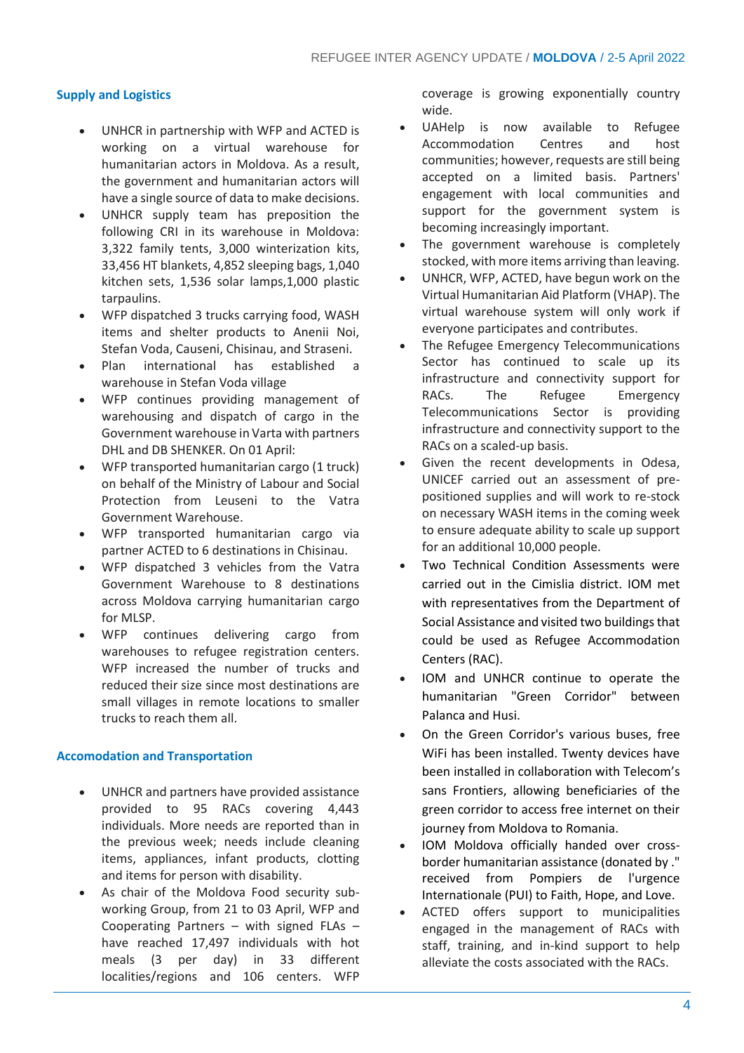## Supply and Logistics

- UNHCR in partnership with WFP and ACTED is working on a virtual warehouse for humanitarian actors in Moldova. As a result, the government and humanitarian actors will have a single source of data to make decisions.
- UNHCR supply team has preposition the following CRI in its warehouse in Moldova: 3,322 family tents, 3,000 winterization kits, 33,456 HT blankets, 4,852 sleeping bags, 1,040 kitchen sets, 1,536 solar lamps,1,000 plastic tarpaulins.
- WFP dispatched 3 trucks carrying food, WASH items and shelter products to Anenii Noi, Stefan Voda, Causeni, Chisinau, and Straseni.
- Plan international has established a warehouse in Stefan Voda village
- WFP continues providing management of warehousing and dispatch of cargo in the Government warehouse in Varta with partners DHL and DB SHENKER. On 01 April:
- WFP transported humanitarian cargo (1 truck) on behalf of the Ministry of Labour and Social Protection from Leuseni to the Vatra Government Warehouse.
- WFP transported humanitarian cargo via partner ACTED to 6 destinations in Chisinau.
- WFP dispatched 3 vehicles from the Vatra Government Warehouse to 8 destinations across Moldova carrying humanitarian cargo for MLSP.
- WFP continues delivering cargo from warehouses to refugee registration centers. WFP increased the number of trucks and reduced their size since most destinations are small villages in remote locations to smaller trucks to reach them all.

## Accomodation and Transportation

- UNHCR and partners have provided assistance provided to 95 RACs covering 4,443 individuals. More needs are reported than in the previous week; needs include cleaning items, appliances, infant products, clotting and items for person with disability.
- As chair of the Moldova Food security sub-working Group, from 21 to 03 April, WFP and Cooperating Partners – with signed FLAs – have reached 17,497 individuals with hot meals (3 per day) in 33 different localities/regions and 106 centers. WFP coverage is growing exponentially country wide.
- UAHelp is now available to Refugee Accommodation Centres and host communities; however, requests are still being accepted on a limited basis. Partners' engagement with local communities and support for the government system is becoming increasingly important.
- The government warehouse is completely stocked, with more items arriving than leaving.
- UNHCR, WFP, ACTED, have begun work on the Virtual Humanitarian Aid Platform (VHAP). The virtual warehouse system will only work if everyone participates and contributes.
- The Refugee Emergency Telecommunications Sector has continued to scale up its infrastructure and connectivity support for RACs. The Refugee Emergency Telecommunications Sector is providing infrastructure and connectivity support to the RACs on a scaled-up basis.
- Given the recent developments in Odesa, UNICEF carried out an assessment of pre-positioned supplies and will work to re-stock on necessary WASH items in the coming week to ensure adequate ability to scale up support for an additional 10,000 people.
- Two Technical Condition Assessments were carried out in the Cimislia district. IOM met with representatives from the Department of Social Assistance and visited two buildings that could be used as Refugee Accommodation Centers (RAC).
- IOM and UNHCR continue to operate the humanitarian "Green Corridor" between Palanca and Husi.
- On the Green Corridor's various buses, free WiFi has been installed. Twenty devices have been installed in collaboration with Telecom's sans Frontiers, allowing beneficiaries of the green corridor to access free internet on their journey from Moldova to Romania.
- IOM Moldova officially handed over cross-border humanitarian assistance (donated by ." received from Pompiers de l'urgence Internationale (PUI) to Faith, Hope, and Love.
- ACTED offers support to municipalities engaged in the management of RACs with staff, training, and in-kind support to help alleviate the costs associated with the RACs.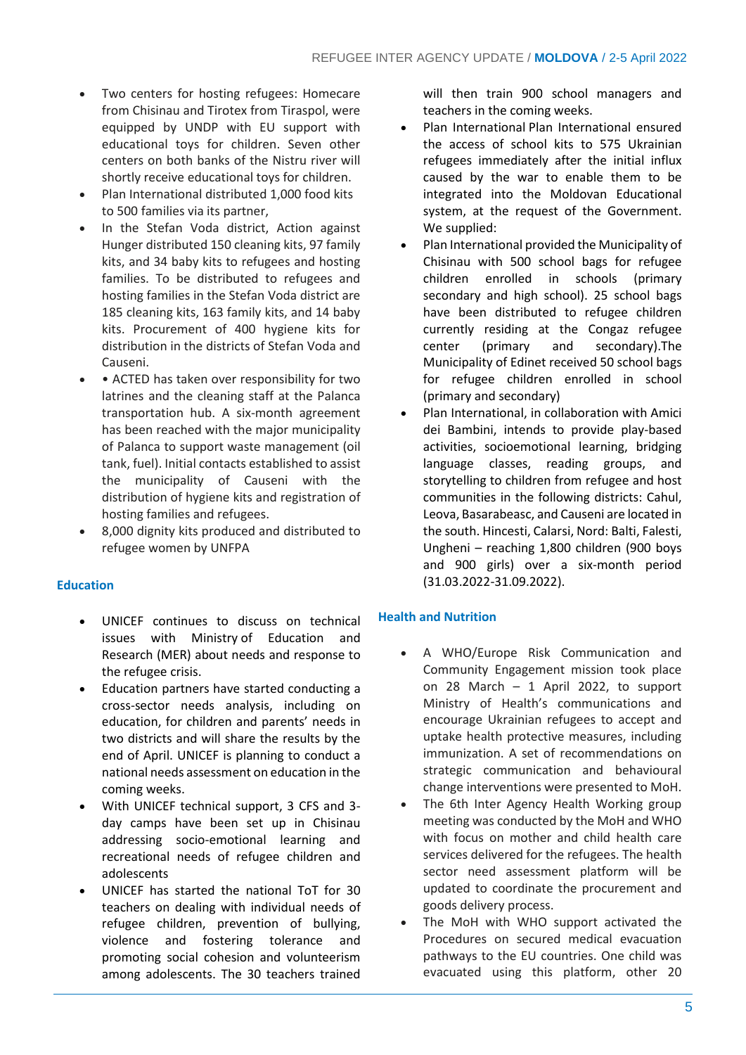- Two centers for hosting refugees: Homecare from Chisinau and Tirotex from Tiraspol, were equipped by UNDP with EU support with educational toys for children. Seven other centers on both banks of the Nistru river will shortly receive educational toys for children.
- Plan International distributed 1,000 food kits to 500 families via its partner,
- In the Stefan Voda district, Action against Hunger distributed 150 cleaning kits, 97 family kits, and 34 baby kits to refugees and hosting families. To be distributed to refugees and hosting families in the Stefan Voda district are 185 cleaning kits, 163 family kits, and 14 baby kits. Procurement of 400 hygiene kits for distribution in the districts of Stefan Voda and Causeni.
- • ACTED has taken over responsibility for two latrines and the cleaning staff at the Palanca transportation hub. A six-month agreement has been reached with the major municipality of Palanca to support waste management (oil tank, fuel). Initial contacts established to assist the municipality of Causeni with the distribution of hygiene kits and registration of hosting families and refugees.
- 8,000 dignity kits produced and distributed to refugee women by UNFPA

## Education

- UNICEF continues to discuss on technical issues with Ministry of Education and Research (MER) about needs and response to the refugee crisis.
- Education partners have started conducting a cross-sector needs analysis, including on education, for children and parents' needs in two districts and will share the results by the end of April. UNICEF is planning to conduct a national needs assessment on education in the coming weeks.
- With UNICEF technical support, 3 CFS and 3-day camps have been set up in Chisinau addressing socio-emotional learning and recreational needs of refugee children and adolescents
- UNICEF has started the national ToT for 30 teachers on dealing with individual needs of refugee children, prevention of bullying, violence and fostering tolerance and promoting social cohesion and volunteerism among adolescents. The 30 teachers trained will then train 900 school managers and teachers in the coming weeks.
- Plan International Plan International ensured the access of school kits to 575 Ukrainian refugees immediately after the initial influx caused by the war to enable them to be integrated into the Moldovan Educational system, at the request of the Government. We supplied:
- Plan International provided the Municipality of Chisinau with 500 school bags for refugee children enrolled in schools (primary secondary and high school). 25 school bags have been distributed to refugee children currently residing at the Congaz refugee center (primary and secondary).The Municipality of Edinet received 50 school bags for refugee children enrolled in school (primary and secondary)
- Plan International, in collaboration with Amici dei Bambini, intends to provide play-based activities, socioemotional learning, bridging language classes, reading groups, and storytelling to children from refugee and host communities in the following districts: Cahul, Leova, Basarabeasc, and Causeni are located in the south. Hincesti, Calarsi, Nord: Balti, Falesti, Ungheni – reaching 1,800 children (900 boys and 900 girls) over a six-month period (31.03.2022-31.09.2022).

## Health and Nutrition

- A WHO/Europe Risk Communication and Community Engagement mission took place on 28 March – 1 April 2022, to support Ministry of Health's communications and encourage Ukrainian refugees to accept and uptake health protective measures, including immunization. A set of recommendations on strategic communication and behavioural change interventions were presented to MoH.
- The 6th Inter Agency Health Working group meeting was conducted by the MoH and WHO with focus on mother and child health care services delivered for the refugees. The health sector need assessment platform will be updated to coordinate the procurement and goods delivery process.
- The MoH with WHO support activated the Procedures on secured medical evacuation pathways to the EU countries. One child was evacuated using this platform, other 20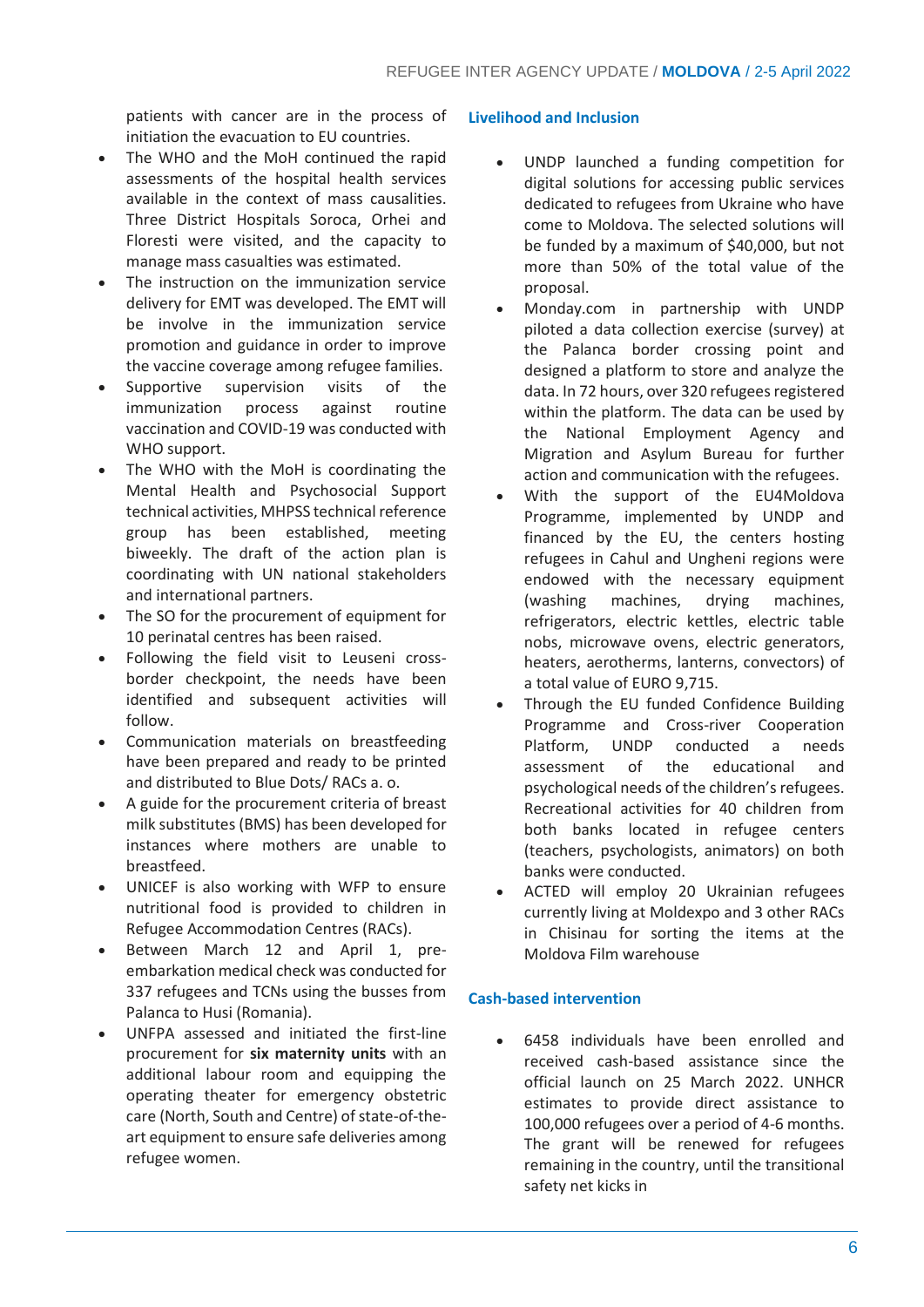patients with cancer are in the process of initiation the evacuation to EU countries.

- The WHO and the MoH continued the rapid assessments of the hospital health services available in the context of mass causalities. Three District Hospitals Soroca, Orhei and Floresti were visited, and the capacity to manage mass casualties was estimated.
- The instruction on the immunization service delivery for EMT was developed. The EMT will be involve in the immunization service promotion and guidance in order to improve the vaccine coverage among refugee families.
- Supportive supervision visits of the immunization process against routine vaccination and COVID-19 was conducted with WHO support.
- The WHO with the MoH is coordinating the Mental Health and Psychosocial Support technical activities, MHPSS technical reference group has been established, meeting biweekly. The draft of the action plan is coordinating with UN national stakeholders and international partners.
- The SO for the procurement of equipment for 10 perinatal centres has been raised.
- Following the field visit to Leuseni cross-border checkpoint, the needs have been identified and subsequent activities will follow.
- Communication materials on breastfeeding have been prepared and ready to be printed and distributed to Blue Dots/ RACs a. o.
- A guide for the procurement criteria of breast milk substitutes (BMS) has been developed for instances where mothers are unable to breastfeed.
- UNICEF is also working with WFP to ensure nutritional food is provided to children in Refugee Accommodation Centres (RACs).
- Between March 12 and April 1, pre-embarkation medical check was conducted for 337 refugees and TCNs using the busses from Palanca to Husi (Romania).
- UNFPA assessed and initiated the first-line procurement for **six maternity units** with an additional labour room and equipping the operating theater for emergency obstetric care (North, South and Centre) of state-of-the-art equipment to ensure safe deliveries among refugee women.

## Livelihood and Inclusion

- UNDP launched a funding competition for digital solutions for accessing public services dedicated to refugees from Ukraine who have come to Moldova. The selected solutions will be funded by a maximum of $40,000, but not more than 50% of the total value of the proposal.
- Monday.com in partnership with UNDP piloted a data collection exercise (survey) at the Palanca border crossing point and designed a platform to store and analyze the data. In 72 hours, over 320 refugees registered within the platform. The data can be used by the National Employment Agency and Migration and Asylum Bureau for further action and communication with the refugees.
- With the support of the EU4Moldova Programme, implemented by UNDP and financed by the EU, the centers hosting refugees in Cahul and Ungheni regions were endowed with the necessary equipment (washing machines, drying machines, refrigerators, electric kettles, electric table nobs, microwave ovens, electric generators, heaters, aerotherms, lanterns, convectors) of a total value of EURO 9,715.
- Through the EU funded Confidence Building Programme and Cross-river Cooperation Platform, UNDP conducted a needs assessment of the educational and psychological needs of the children's refugees. Recreational activities for 40 children from both banks located in refugee centers (teachers, psychologists, animators) on both banks were conducted.
- ACTED will employ 20 Ukrainian refugees currently living at Moldexpo and 3 other RACs in Chisinau for sorting the items at the Moldova Film warehouse

## Cash-based intervention

- 6458 individuals have been enrolled and received cash-based assistance since the official launch on 25 March 2022. UNHCR estimates to provide direct assistance to 100,000 refugees over a period of 4-6 months. The grant will be renewed for refugees remaining in the country, until the transitional safety net kicks in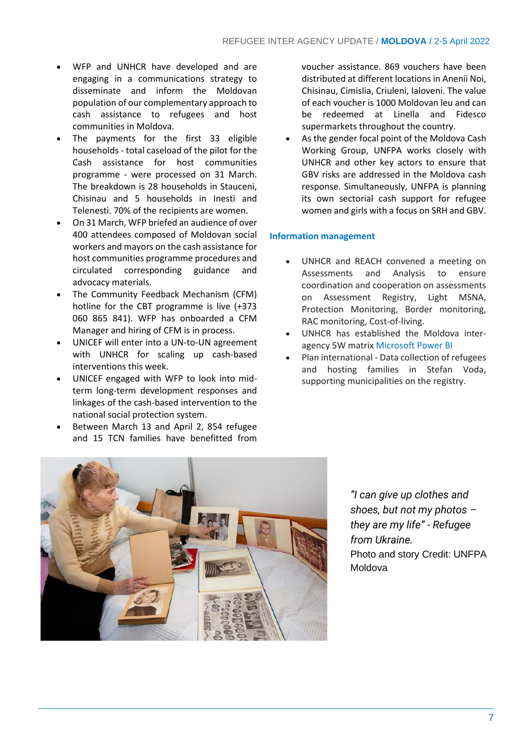- WFP and UNHCR have developed and are engaging in a communications strategy to disseminate and inform the Moldovan population of our complementary approach to cash assistance to refugees and host communities in Moldova.
- The payments for the first 33 eligible households - total caseload of the pilot for the Cash assistance for host communities programme - were processed on 31 March. The breakdown is 28 households in Stauceni, Chisinau and 5 households in Inesti and Telenesti. 70% of the recipients are women.
- On 31 March, WFP briefed an audience of over 400 attendees composed of Moldovan social workers and mayors on the cash assistance for host communities programme procedures and circulated corresponding guidance and advocacy materials.
- The Community Feedback Mechanism (CFM) hotline for the CBT programme is live (+373 060 865 841). WFP has onboarded a CFM Manager and hiring of CFM is in process.
- UNICEF will enter into a UN-to-UN agreement with UNHCR for scaling up cash-based interventions this week.
- UNICEF engaged with WFP to look into mid-term long-term development responses and linkages of the cash-based intervention to the national social protection system.
- Between March 13 and April 2, 854 refugee and 15 TCN families have benefitted from voucher assistance. 869 vouchers have been distributed at different locations in Anenii Noi, Chisinau, Cimislia, Criuleni, Ialoveni. The value of each voucher is 1000 Moldovan leu and can be redeemed at Linella and Fidesco supermarkets throughout the country.
- As the gender focal point of the Moldova Cash Working Group, UNFPA works closely with UNHCR and other key actors to ensure that GBV risks are addressed in the Moldova cash response. Simultaneously, UNFPA is planning its own sectorial cash support for refugee women and girls with a focus on SRH and GBV.

### Information management

- UNHCR and REACH convened a meeting on Assessments and Analysis to ensure coordination and cooperation on assessments on Assessment Registry, Light MSNA, Protection Monitoring, Border monitoring, RAC monitoring, Cost-of-living.
- UNHCR has established the Moldova inter-agency 5W matrix Microsoft Power BI
- Plan international - Data collection of refugees and hosting families in Stefan Voda, supporting municipalities on the registry.

*"I can give up clothes and shoes, but not my photos – they are my life" - Refugee from Ukraine.*
Photo and story Credit: UNFPA Moldova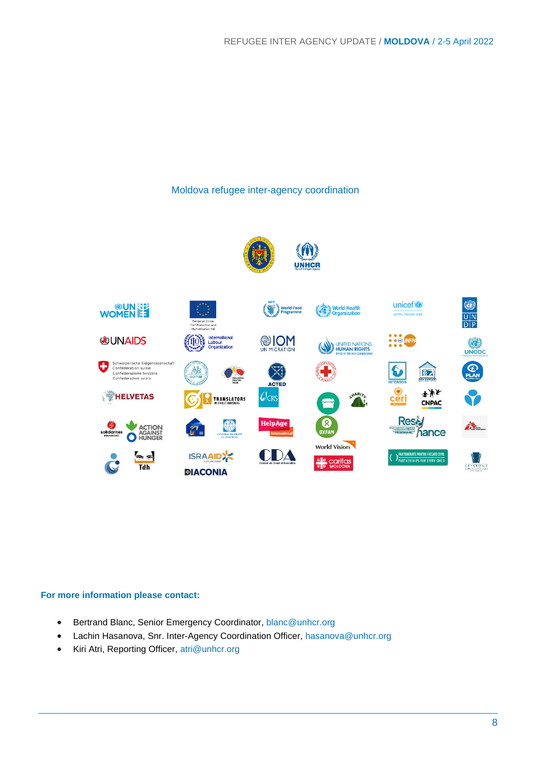Moldova refugee inter-agency coordination

**For more information please contact:**

- Bertrand Blanc, Senior Emergency Coordinator, blanc@unhcr.org
- Lachin Hasanova, Snr. Inter-Agency Coordination Officer, hasanova@unhcr.org
- Kiri Atri, Reporting Officer, atri@unhcr.org